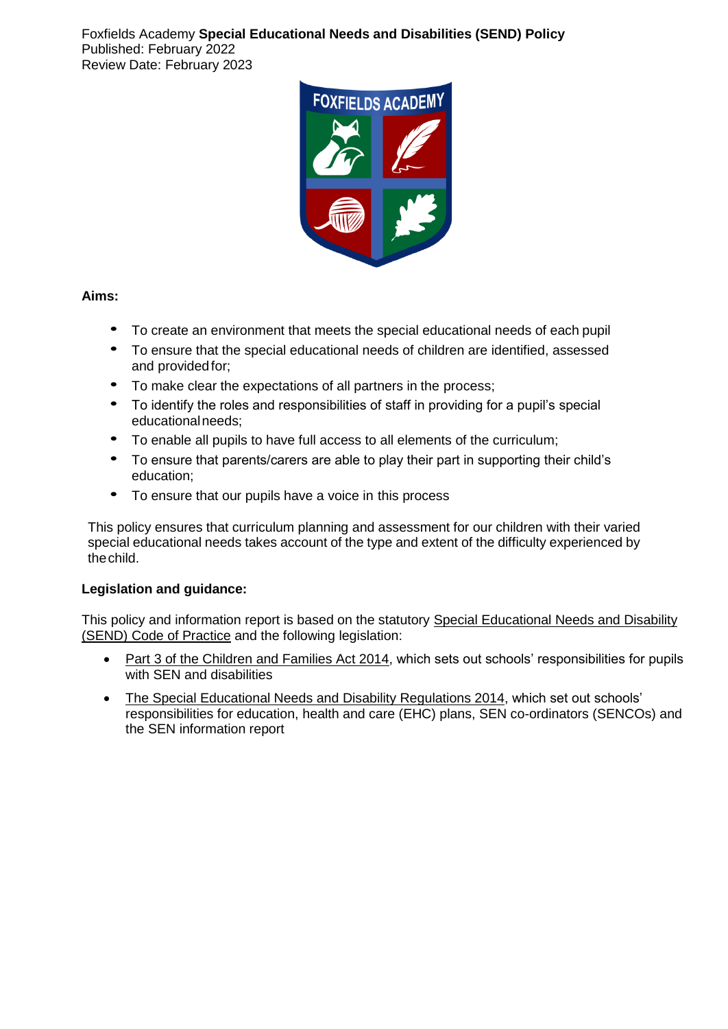Foxfields Academy **Special Educational Needs and Disabilities (SEND) Policy**
Published: February 2022
Review Date: February 2023

**Aims:**

- To create an environment that meets the special educational needs of each pupil
- To ensure that the special educational needs of children are identified, assessed and provided for;
- To make clear the expectations of all partners in the process;
- To identify the roles and responsibilities of staff in providing for a pupil's special educational needs;
- To enable all pupils to have full access to all elements of the curriculum;
- To ensure that parents/carers are able to play their part in supporting their child's education;
- To ensure that our pupils have a voice in this process

This policy ensures that curriculum planning and assessment for our children with their varied special educational needs takes account of the type and extent of the difficulty experienced by the child.

**Legislation and guidance:**

This policy and information report is based on the statutory Special Educational Needs and Disability (SEND) Code of Practice and the following legislation:

- Part 3 of the Children and Families Act 2014, which sets out schools' responsibilities for pupils with SEN and disabilities
- The Special Educational Needs and Disability Regulations 2014, which set out schools' responsibilities for education, health and care (EHC) plans, SEN co-ordinators (SENCOs) and the SEN information report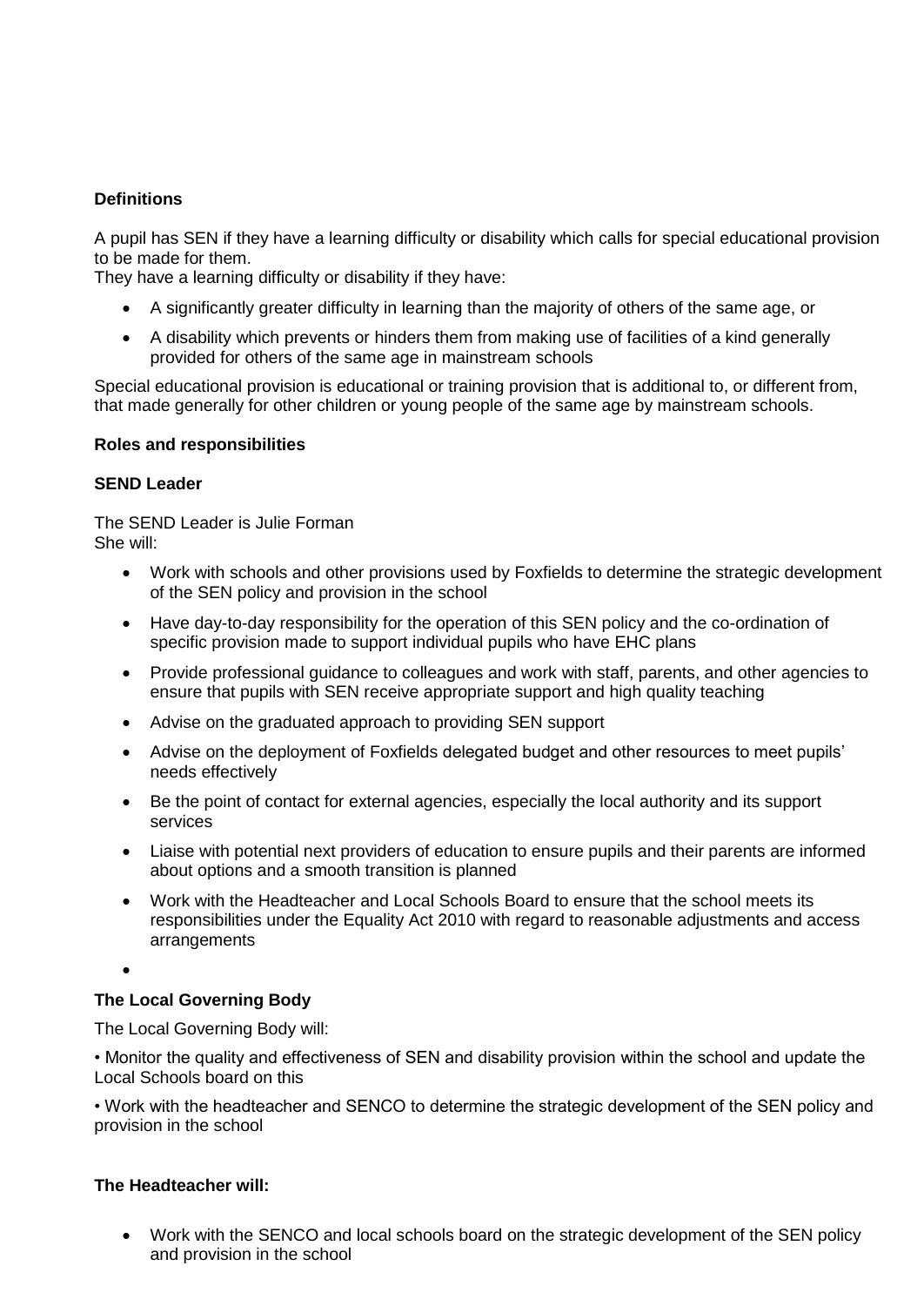**Definitions**

A pupil has SEN if they have a learning difficulty or disability which calls for special educational provision to be made for them.
They have a learning difficulty or disability if they have:

- A significantly greater difficulty in learning than the majority of others of the same age, or
- A disability which prevents or hinders them from making use of facilities of a kind generally provided for others of the same age in mainstream schools

Special educational provision is educational or training provision that is additional to, or different from, that made generally for other children or young people of the same age by mainstream schools.

**Roles and responsibilities**

**SEND Leader**

The SEND Leader is Julie Forman
She will:

- Work with schools and other provisions used by Foxfields to determine the strategic development of the SEN policy and provision in the school
- Have day-to-day responsibility for the operation of this SEN policy and the co-ordination of specific provision made to support individual pupils who have EHC plans
- Provide professional guidance to colleagues and work with staff, parents, and other agencies to ensure that pupils with SEN receive appropriate support and high quality teaching
- Advise on the graduated approach to providing SEN support
- Advise on the deployment of Foxfields delegated budget and other resources to meet pupils' needs effectively
- Be the point of contact for external agencies, especially the local authority and its support services
- Liaise with potential next providers of education to ensure pupils and their parents are informed about options and a smooth transition is planned
- Work with the Headteacher and Local Schools Board to ensure that the school meets its responsibilities under the Equality Act 2010 with regard to reasonable adjustments and access arrangements

**The Local Governing Body**

The Local Governing Body will:

• Monitor the quality and effectiveness of SEN and disability provision within the school and update the Local Schools board on this

• Work with the headteacher and SENCO to determine the strategic development of the SEN policy and provision in the school

**The Headteacher will:**

- Work with the SENCO and local schools board on the strategic development of the SEN policy and provision in the school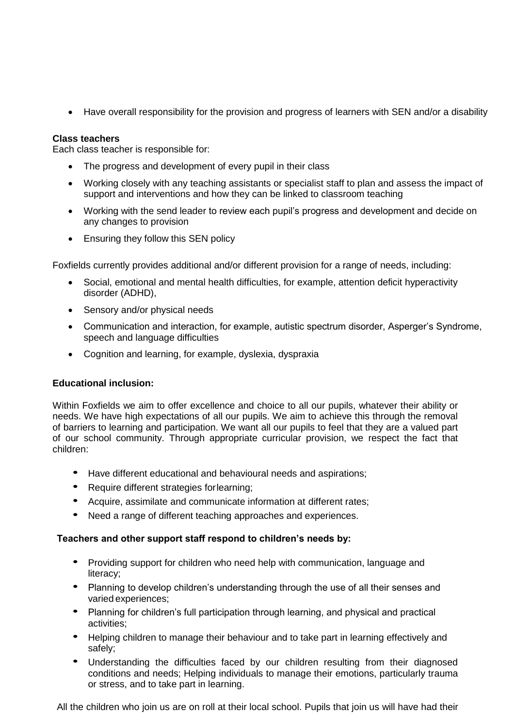- Have overall responsibility for the provision and progress of learners with SEN and/or a disability

**Class teachers**

Each class teacher is responsible for:

- The progress and development of every pupil in their class
- Working closely with any teaching assistants or specialist staff to plan and assess the impact of support and interventions and how they can be linked to classroom teaching
- Working with the send leader to review each pupil's progress and development and decide on any changes to provision
- Ensuring they follow this SEN policy

Foxfields currently provides additional and/or different provision for a range of needs, including:

- Social, emotional and mental health difficulties, for example, attention deficit hyperactivity disorder (ADHD),
- Sensory and/or physical needs
- Communication and interaction, for example, autistic spectrum disorder, Asperger's Syndrome, speech and language difficulties
- Cognition and learning, for example, dyslexia, dyspraxia

**Educational inclusion:**

Within Foxfields we aim to offer excellence and choice to all our pupils, whatever their ability or needs. We have high expectations of all our pupils. We aim to achieve this through the removal of barriers to learning and participation. We want all our pupils to feel that they are a valued part of our school community. Through appropriate curricular provision, we respect the fact that children:

- Have different educational and behavioural needs and aspirations;
- Require different strategies forlearning;
- Acquire, assimilate and communicate information at different rates;
- Need a range of different teaching approaches and experiences.

**Teachers and other support staff respond to children's needs by:**

- Providing support for children who need help with communication, language and literacy;
- Planning to develop children's understanding through the use of all their senses and varied experiences;
- Planning for children's full participation through learning, and physical and practical activities;
- Helping children to manage their behaviour and to take part in learning effectively and safely;
- Understanding the difficulties faced by our children resulting from their diagnosed conditions and needs; Helping individuals to manage their emotions, particularly trauma or stress, and to take part in learning.

All the children who join us are on roll at their local school. Pupils that join us will have had their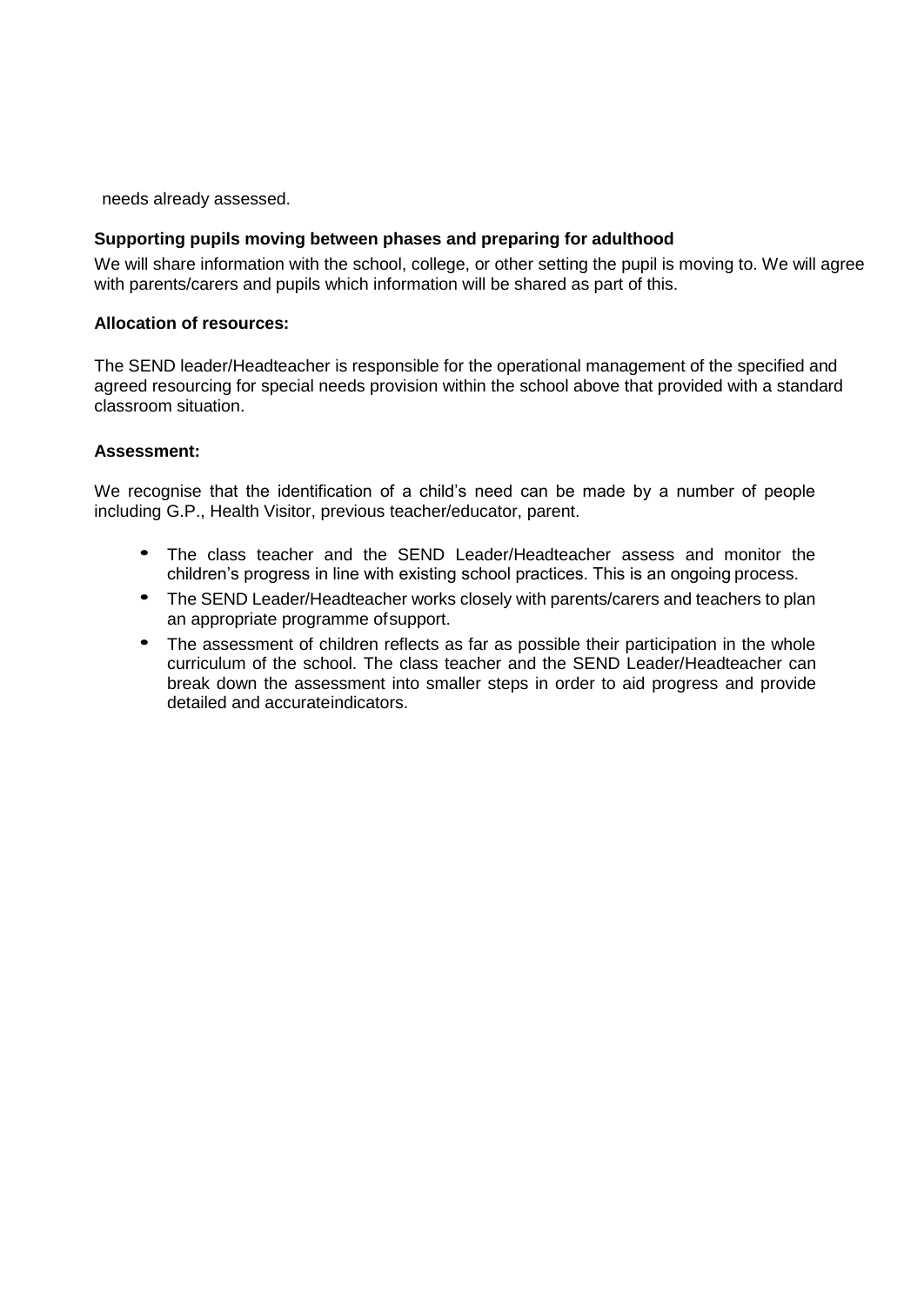needs already assessed.

**Supporting pupils moving between phases and preparing for adulthood**

We will share information with the school, college, or other setting the pupil is moving to. We will agree with parents/carers and pupils which information will be shared as part of this.

**Allocation of resources:**

The SEND leader/Headteacher is responsible for the operational management of the specified and agreed resourcing for special needs provision within the school above that provided with a standard classroom situation.

**Assessment:**

We recognise that the identification of a child's need can be made by a number of people including G.P., Health Visitor, previous teacher/educator, parent.

- The class teacher and the SEND Leader/Headteacher assess and monitor the children's progress in line with existing school practices. This is an ongoing process.
- The SEND Leader/Headteacher works closely with parents/carers and teachers to plan an appropriate programme of support.
- The assessment of children reflects as far as possible their participation in the whole curriculum of the school. The class teacher and the SEND Leader/Headteacher can break down the assessment into smaller steps in order to aid progress and provide detailed and accurate indicators.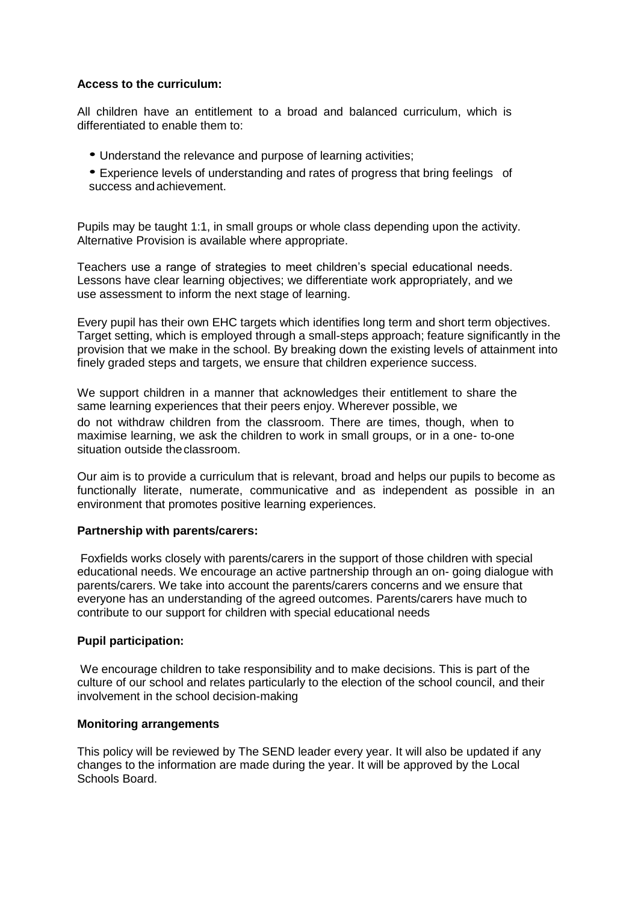**Access to the curriculum:**

All children have an entitlement to a broad and balanced curriculum, which is differentiated to enable them to:

- Understand the relevance and purpose of learning activities;
- Experience levels of understanding and rates of progress that bring feelings of success and achievement.

Pupils may be taught 1:1, in small groups or whole class depending upon the activity. Alternative Provision is available where appropriate.

Teachers use a range of strategies to meet children's special educational needs. Lessons have clear learning objectives; we differentiate work appropriately, and we use assessment to inform the next stage of learning.

Every pupil has their own EHC targets which identifies long term and short term objectives. Target setting, which is employed through a small-steps approach; feature significantly in the provision that we make in the school. By breaking down the existing levels of attainment into finely graded steps and targets, we ensure that children experience success.

We support children in a manner that acknowledges their entitlement to share the same learning experiences that their peers enjoy. Wherever possible, we do not withdraw children from the classroom. There are times, though, when to maximise learning, we ask the children to work in small groups, or in a one- to-one situation outside the classroom.

Our aim is to provide a curriculum that is relevant, broad and helps our pupils to become as functionally literate, numerate, communicative and as independent as possible in an environment that promotes positive learning experiences.

**Partnership with parents/carers:**

Foxfields works closely with parents/carers in the support of those children with special educational needs. We encourage an active partnership through an on- going dialogue with parents/carers. We take into account the parents/carers concerns and we ensure that everyone has an understanding of the agreed outcomes. Parents/carers have much to contribute to our support for children with special educational needs

**Pupil participation:**

We encourage children to take responsibility and to make decisions. This is part of the culture of our school and relates particularly to the election of the school council, and their involvement in the school decision-making

**Monitoring arrangements**

This policy will be reviewed by The SEND leader every year. It will also be updated if any changes to the information are made during the year. It will be approved by the Local Schools Board.